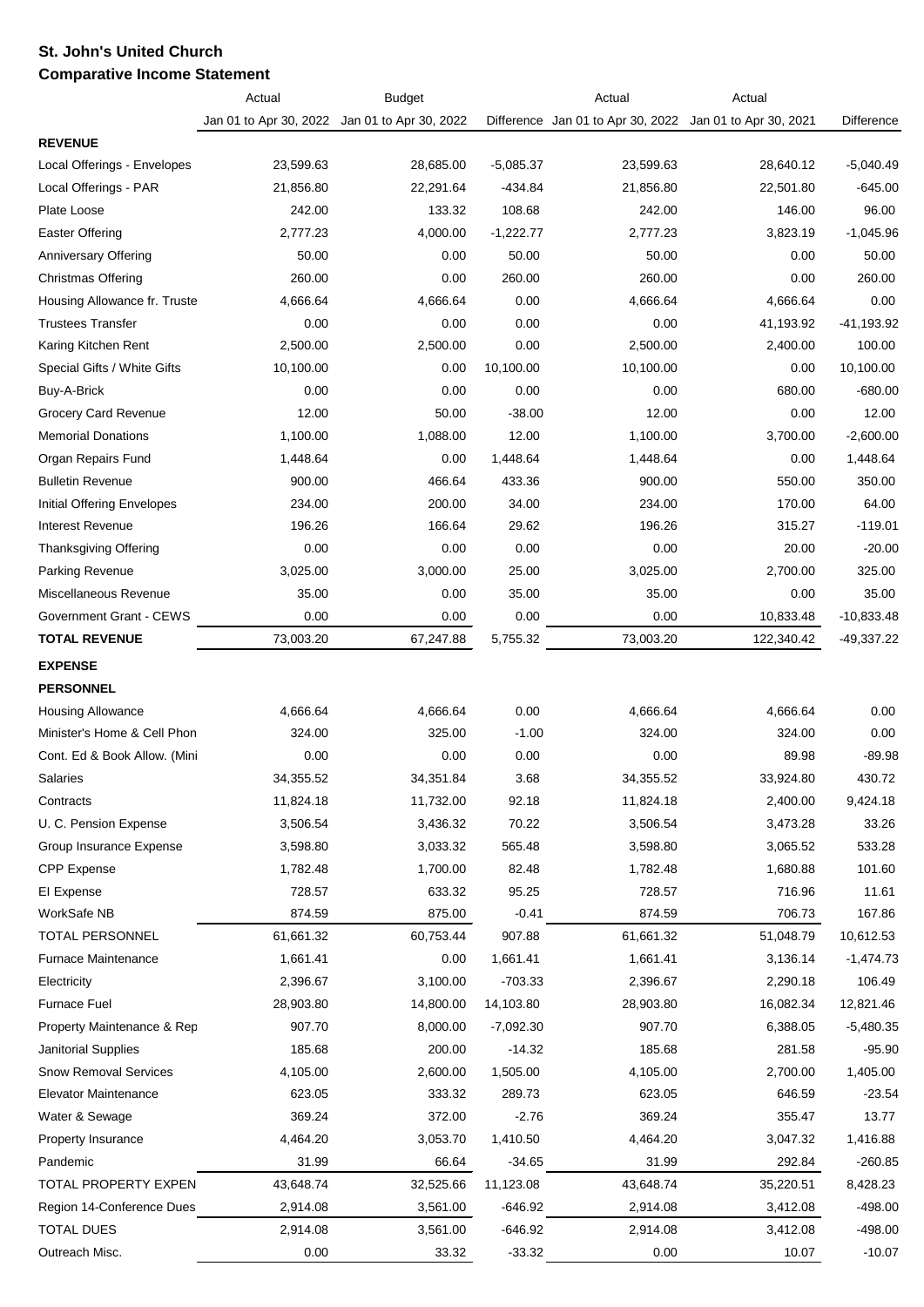**St. John's United Church**

**Comparative Income Statement**

| | Actual | Budget | | Actual | Actual | |
|---|---|---|---|---|---|---|
| | Jan 01 to Apr 30, 2022 | Jan 01 to Apr 30, 2022 | Difference | Jan 01 to Apr 30, 2022 | Jan 01 to Apr 30, 2021 | Difference |
| **REVENUE** | | | | | | |
| Local Offerings - Envelopes | 23,599.63 | 28,685.00 | -5,085.37 | 23,599.63 | 28,640.12 | -5,040.49 |
| Local Offerings - PAR | 21,856.80 | 22,291.64 | -434.84 | 21,856.80 | 22,501.80 | -645.00 |
| Plate Loose | 242.00 | 133.32 | 108.68 | 242.00 | 146.00 | 96.00 |
| Easter Offering | 2,777.23 | 4,000.00 | -1,222.77 | 2,777.23 | 3,823.19 | -1,045.96 |
| Anniversary Offering | 50.00 | 0.00 | 50.00 | 50.00 | 0.00 | 50.00 |
| Christmas Offering | 260.00 | 0.00 | 260.00 | 260.00 | 0.00 | 260.00 |
| Housing Allowance fr. Truste | 4,666.64 | 4,666.64 | 0.00 | 4,666.64 | 4,666.64 | 0.00 |
| Trustees Transfer | 0.00 | 0.00 | 0.00 | 0.00 | 41,193.92 | -41,193.92 |
| Karing Kitchen Rent | 2,500.00 | 2,500.00 | 0.00 | 2,500.00 | 2,400.00 | 100.00 |
| Special Gifts / White Gifts | 10,100.00 | 0.00 | 10,100.00 | 10,100.00 | 0.00 | 10,100.00 |
| Buy-A-Brick | 0.00 | 0.00 | 0.00 | 0.00 | 680.00 | -680.00 |
| Grocery Card Revenue | 12.00 | 50.00 | -38.00 | 12.00 | 0.00 | 12.00 |
| Memorial Donations | 1,100.00 | 1,088.00 | 12.00 | 1,100.00 | 3,700.00 | -2,600.00 |
| Organ Repairs Fund | 1,448.64 | 0.00 | 1,448.64 | 1,448.64 | 0.00 | 1,448.64 |
| Bulletin Revenue | 900.00 | 466.64 | 433.36 | 900.00 | 550.00 | 350.00 |
| Initial Offering Envelopes | 234.00 | 200.00 | 34.00 | 234.00 | 170.00 | 64.00 |
| Interest Revenue | 196.26 | 166.64 | 29.62 | 196.26 | 315.27 | -119.01 |
| Thanksgiving Offering | 0.00 | 0.00 | 0.00 | 0.00 | 20.00 | -20.00 |
| Parking Revenue | 3,025.00 | 3,000.00 | 25.00 | 3,025.00 | 2,700.00 | 325.00 |
| Miscellaneous Revenue | 35.00 | 0.00 | 35.00 | 35.00 | 0.00 | 35.00 |
| Government Grant - CEWS | 0.00 | 0.00 | 0.00 | 0.00 | 10,833.48 | -10,833.48 |
| **TOTAL REVENUE** | 73,003.20 | 67,247.88 | 5,755.32 | 73,003.20 | 122,340.42 | -49,337.22 |
| **EXPENSE** | | | | | | |
| **PERSONNEL** | | | | | | |
| Housing Allowance | 4,666.64 | 4,666.64 | 0.00 | 4,666.64 | 4,666.64 | 0.00 |
| Minister's Home & Cell Phon | 324.00 | 325.00 | -1.00 | 324.00 | 324.00 | 0.00 |
| Cont. Ed & Book Allow. (Mini | 0.00 | 0.00 | 0.00 | 0.00 | 89.98 | -89.98 |
| Salaries | 34,355.52 | 34,351.84 | 3.68 | 34,355.52 | 33,924.80 | 430.72 |
| Contracts | 11,824.18 | 11,732.00 | 92.18 | 11,824.18 | 2,400.00 | 9,424.18 |
| U. C. Pension Expense | 3,506.54 | 3,436.32 | 70.22 | 3,506.54 | 3,473.28 | 33.26 |
| Group Insurance Expense | 3,598.80 | 3,033.32 | 565.48 | 3,598.80 | 3,065.52 | 533.28 |
| CPP Expense | 1,782.48 | 1,700.00 | 82.48 | 1,782.48 | 1,680.88 | 101.60 |
| EI Expense | 728.57 | 633.32 | 95.25 | 728.57 | 716.96 | 11.61 |
| WorkSafe NB | 874.59 | 875.00 | -0.41 | 874.59 | 706.73 | 167.86 |
| TOTAL PERSONNEL | 61,661.32 | 60,753.44 | 907.88 | 61,661.32 | 51,048.79 | 10,612.53 |
| Furnace Maintenance | 1,661.41 | 0.00 | 1,661.41 | 1,661.41 | 3,136.14 | -1,474.73 |
| Electricity | 2,396.67 | 3,100.00 | -703.33 | 2,396.67 | 2,290.18 | 106.49 |
| Furnace Fuel | 28,903.80 | 14,800.00 | 14,103.80 | 28,903.80 | 16,082.34 | 12,821.46 |
| Property Maintenance & Rep | 907.70 | 8,000.00 | -7,092.30 | 907.70 | 6,388.05 | -5,480.35 |
| Janitorial Supplies | 185.68 | 200.00 | -14.32 | 185.68 | 281.58 | -95.90 |
| Snow Removal Services | 4,105.00 | 2,600.00 | 1,505.00 | 4,105.00 | 2,700.00 | 1,405.00 |
| Elevator Maintenance | 623.05 | 333.32 | 289.73 | 623.05 | 646.59 | -23.54 |
| Water & Sewage | 369.24 | 372.00 | -2.76 | 369.24 | 355.47 | 13.77 |
| Property Insurance | 4,464.20 | 3,053.70 | 1,410.50 | 4,464.20 | 3,047.32 | 1,416.88 |
| Pandemic | 31.99 | 66.64 | -34.65 | 31.99 | 292.84 | -260.85 |
| TOTAL PROPERTY EXPEN | 43,648.74 | 32,525.66 | 11,123.08 | 43,648.74 | 35,220.51 | 8,428.23 |
| Region 14-Conference Dues | 2,914.08 | 3,561.00 | -646.92 | 2,914.08 | 3,412.08 | -498.00 |
| TOTAL DUES | 2,914.08 | 3,561.00 | -646.92 | 2,914.08 | 3,412.08 | -498.00 |
| Outreach Misc. | 0.00 | 33.32 | -33.32 | 0.00 | 10.07 | -10.07 |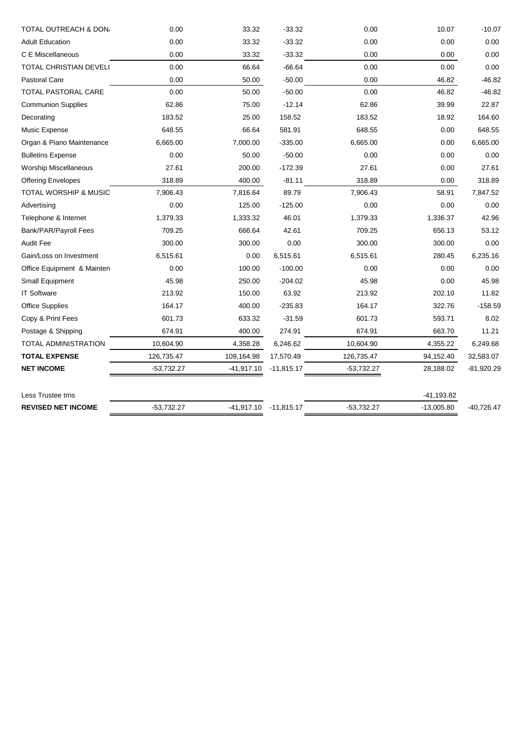| | | | | | | |
|---|---|---|---|---|---|---|
| TOTAL OUTREACH & DON/ | 0.00 | 33.32 | -33.32 | 0.00 | 10.07 | -10.07 |
| Adult Education | 0.00 | 33.32 | -33.32 | 0.00 | 0.00 | 0.00 |
| C E Miscellaneous | 0.00 | 33.32 | -33.32 | 0.00 | 0.00 | 0.00 |
| TOTAL CHRISTIAN DEVEL( | 0.00 | 66.64 | -66.64 | 0.00 | 0.00 | 0.00 |
| Pastoral Care | 0.00 | 50.00 | -50.00 | 0.00 | 46.82 | -46.82 |
| TOTAL PASTORAL CARE | 0.00 | 50.00 | -50.00 | 0.00 | 46.82 | -46.82 |
| Communion Supplies | 62.86 | 75.00 | -12.14 | 62.86 | 39.99 | 22.87 |
| Decorating | 183.52 | 25.00 | 158.52 | 183.52 | 18.92 | 164.60 |
| Music Expense | 648.55 | 66.64 | 581.91 | 648.55 | 0.00 | 648.55 |
| Organ & Piano Maintenance | 6,665.00 | 7,000.00 | -335.00 | 6,665.00 | 0.00 | 6,665.00 |
| Bulletins Expense | 0.00 | 50.00 | -50.00 | 0.00 | 0.00 | 0.00 |
| Worship Miscellaneous | 27.61 | 200.00 | -172.39 | 27.61 | 0.00 | 27.61 |
| Offering Envelopes | 318.89 | 400.00 | -81.11 | 318.89 | 0.00 | 318.89 |
| TOTAL WORSHIP & MUSIC | 7,906.43 | 7,816.64 | 89.79 | 7,906.43 | 58.91 | 7,847.52 |
| Advertising | 0.00 | 125.00 | -125.00 | 0.00 | 0.00 | 0.00 |
| Telephone & Internet | 1,379.33 | 1,333.32 | 46.01 | 1,379.33 | 1,336.37 | 42.96 |
| Bank/PAR/Payroll Fees | 709.25 | 666.64 | 42.61 | 709.25 | 656.13 | 53.12 |
| Audit Fee | 300.00 | 300.00 | 0.00 | 300.00 | 300.00 | 0.00 |
| Gain/Loss on Investment | 6,515.61 | 0.00 | 6,515.61 | 6,515.61 | 280.45 | 6,235.16 |
| Office Equipment & Mainten | 0.00 | 100.00 | -100.00 | 0.00 | 0.00 | 0.00 |
| Small Equipment | 45.98 | 250.00 | -204.02 | 45.98 | 0.00 | 45.98 |
| IT Software | 213.92 | 150.00 | 63.92 | 213.92 | 202.10 | 11.82 |
| Office Supplies | 164.17 | 400.00 | -235.83 | 164.17 | 322.76 | -158.59 |
| Copy & Print Fees | 601.73 | 633.32 | -31.59 | 601.73 | 593.71 | 8.02 |
| Postage & Shipping | 674.91 | 400.00 | 274.91 | 674.91 | 663.70 | 11.21 |
| TOTAL ADMINISTRATION | 10,604.90 | 4,358.28 | 6,246.62 | 10,604.90 | 4,355.22 | 6,249.68 |
| **TOTAL EXPENSE** | 126,735.47 | 109,164.98 | 17,570.49 | 126,735.47 | 94,152.40 | 32,583.07 |
| **NET INCOME** | -53,732.27 | -41,917.10 | -11,815.17 | -53,732.27 | 28,188.02 | -81,920.29 |
| Less Trustee trns | | | | | -41,193.82 | |
| **REVISED NET INCOME** | -53,732.27 | -41,917.10 | -11,815.17 | -53,732.27 | -13,005.80 | -40,726.47 |